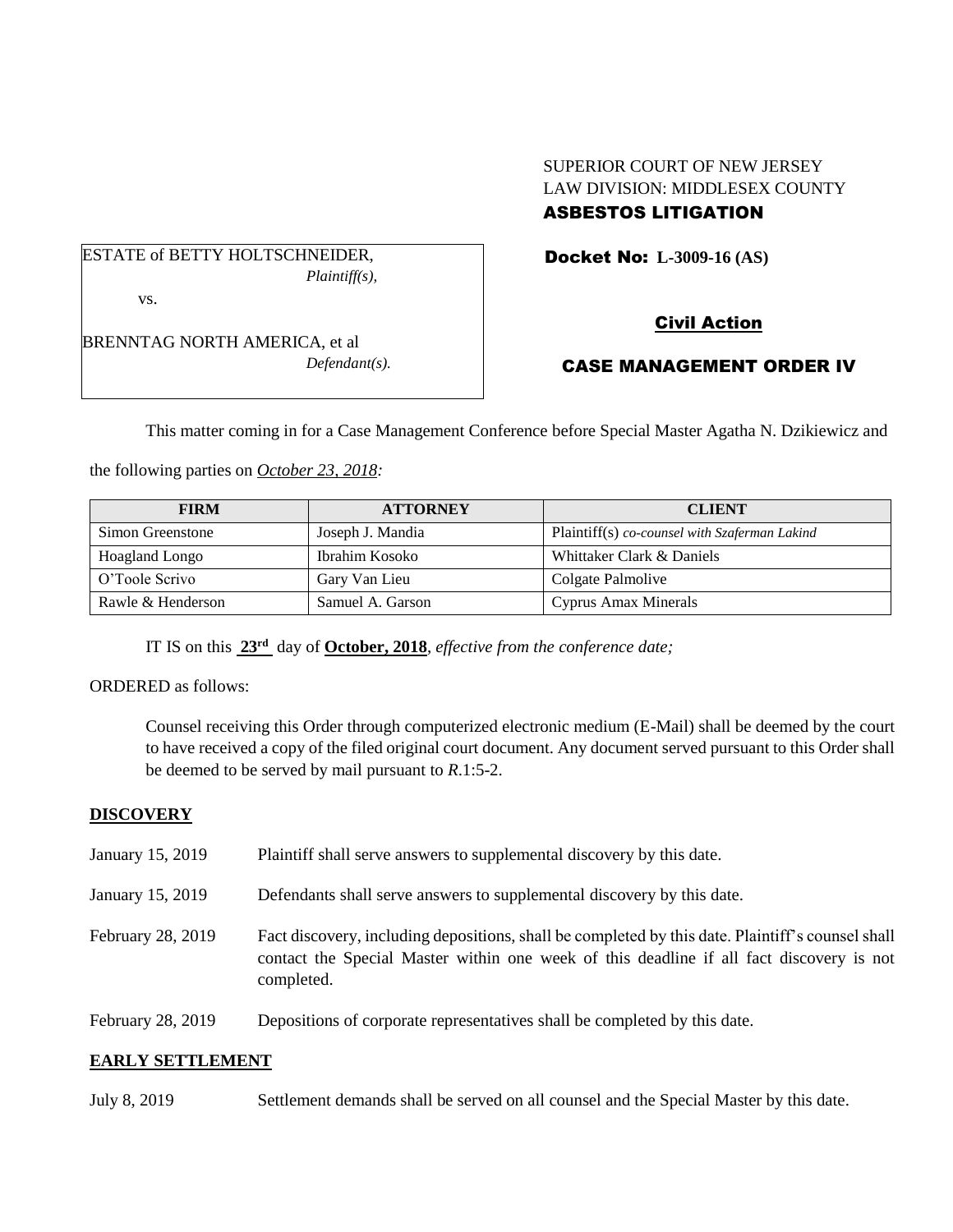SUPERIOR COURT OF NEW JERSEY
LAW DIVISION: MIDDLESEX COUNTY
**ASBESTOS LITIGATION**

ESTATE of BETTY HOLTSCHNEIDER,
*Plaintiff(s),*

vs.

BRENNTAG NORTH AMERICA, et al
*Defendant(s).*

**Docket No: L-3009-16 (AS)**

**Civil Action**

**CASE MANAGEMENT ORDER IV**

This matter coming in for a Case Management Conference before Special Master Agatha N. Dzikiewicz and the following parties on *October 23, 2018:*

| FIRM | ATTORNEY | CLIENT |
|---|---|---|
| Simon Greenstone | Joseph J. Mandia | Plaintiff(s) *co-counsel with Szaferman Lakind* |
| Hoagland Longo | Ibrahim Kosoko | Whittaker Clark & Daniels |
| O'Toole Scrivo | Gary Van Lieu | Colgate Palmolive |
| Rawle & Henderson | Samuel A. Garson | Cyprus Amax Minerals |

IT IS on this **23rd** day of **October, 2018**, *effective from the conference date;*

ORDERED as follows:

Counsel receiving this Order through computerized electronic medium (E-Mail) shall be deemed by the court to have received a copy of the filed original court document. Any document served pursuant to this Order shall be deemed to be served by mail pursuant to *R*.1:5-2.

**DISCOVERY**

January 15, 2019 — Plaintiff shall serve answers to supplemental discovery by this date.

January 15, 2019 — Defendants shall serve answers to supplemental discovery by this date.

February 28, 2019 — Fact discovery, including depositions, shall be completed by this date. Plaintiff's counsel shall contact the Special Master within one week of this deadline if all fact discovery is not completed.

February 28, 2019 — Depositions of corporate representatives shall be completed by this date.

**EARLY SETTLEMENT**

July 8, 2019 — Settlement demands shall be served on all counsel and the Special Master by this date.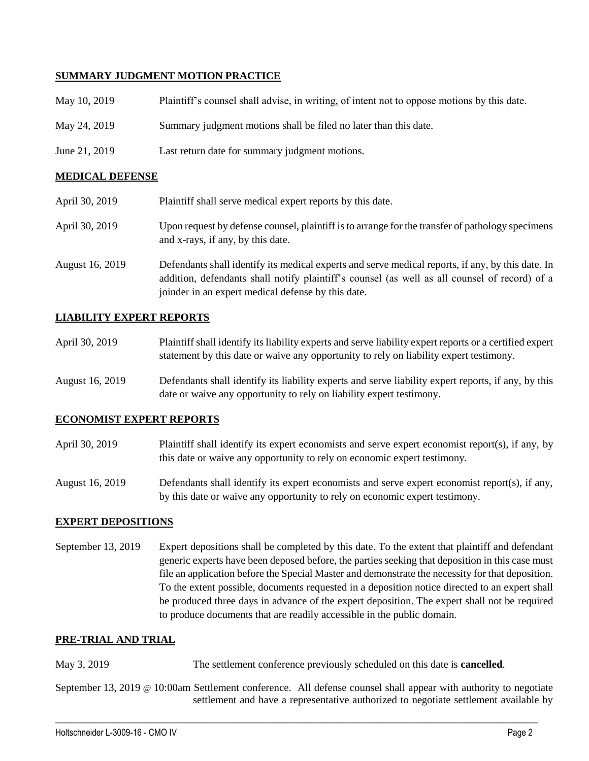**SUMMARY JUDGMENT MOTION PRACTICE**

May 10, 2019 Plaintiff's counsel shall advise, in writing, of intent not to oppose motions by this date.

May 24, 2019 Summary judgment motions shall be filed no later than this date.

June 21, 2019 Last return date for summary judgment motions.

**MEDICAL DEFENSE**

April 30, 2019 Plaintiff shall serve medical expert reports by this date.

April 30, 2019 Upon request by defense counsel, plaintiff is to arrange for the transfer of pathology specimens and x-rays, if any, by this date.

August 16, 2019 Defendants shall identify its medical experts and serve medical reports, if any, by this date. In addition, defendants shall notify plaintiff's counsel (as well as all counsel of record) of a joinder in an expert medical defense by this date.

**LIABILITY EXPERT REPORTS**

April 30, 2019 Plaintiff shall identify its liability experts and serve liability expert reports or a certified expert statement by this date or waive any opportunity to rely on liability expert testimony.

August 16, 2019 Defendants shall identify its liability experts and serve liability expert reports, if any, by this date or waive any opportunity to rely on liability expert testimony.

**ECONOMIST EXPERT REPORTS**

April 30, 2019 Plaintiff shall identify its expert economists and serve expert economist report(s), if any, by this date or waive any opportunity to rely on economic expert testimony.

August 16, 2019 Defendants shall identify its expert economists and serve expert economist report(s), if any, by this date or waive any opportunity to rely on economic expert testimony.

**EXPERT DEPOSITIONS**

September 13, 2019 Expert depositions shall be completed by this date. To the extent that plaintiff and defendant generic experts have been deposed before, the parties seeking that deposition in this case must file an application before the Special Master and demonstrate the necessity for that deposition. To the extent possible, documents requested in a deposition notice directed to an expert shall be produced three days in advance of the expert deposition. The expert shall not be required to produce documents that are readily accessible in the public domain.

**PRE-TRIAL AND TRIAL**

May 3, 2019 The settlement conference previously scheduled on this date is **cancelled**.

September 13, 2019 @ 10:00am Settlement conference. All defense counsel shall appear with authority to negotiate settlement and have a representative authorized to negotiate settlement available by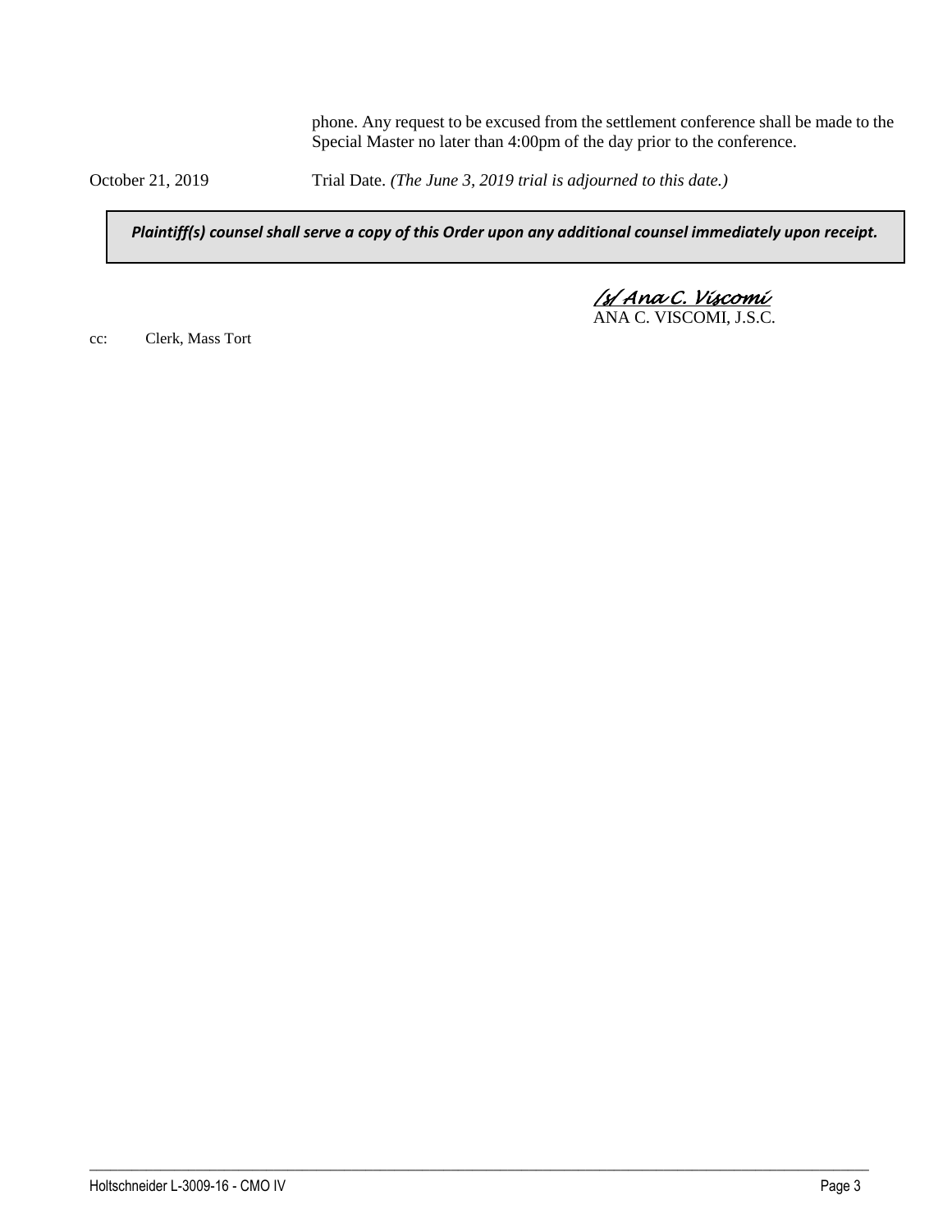| | |
|---|---|
| | phone. Any request to be excused from the settlement conference shall be made to the Special Master no later than 4:00pm of the day prior to the conference. |
| October 21, 2019 | Trial Date. *(The June 3, 2019 trial is adjourned to this date.)* |

***Plaintiff(s) counsel shall serve a copy of this Order upon any additional counsel immediately upon receipt.***

*/s/ Ana C. Viscomi*
ANA C. VISCOMI, J.S.C.

cc: Clerk, Mass Tort